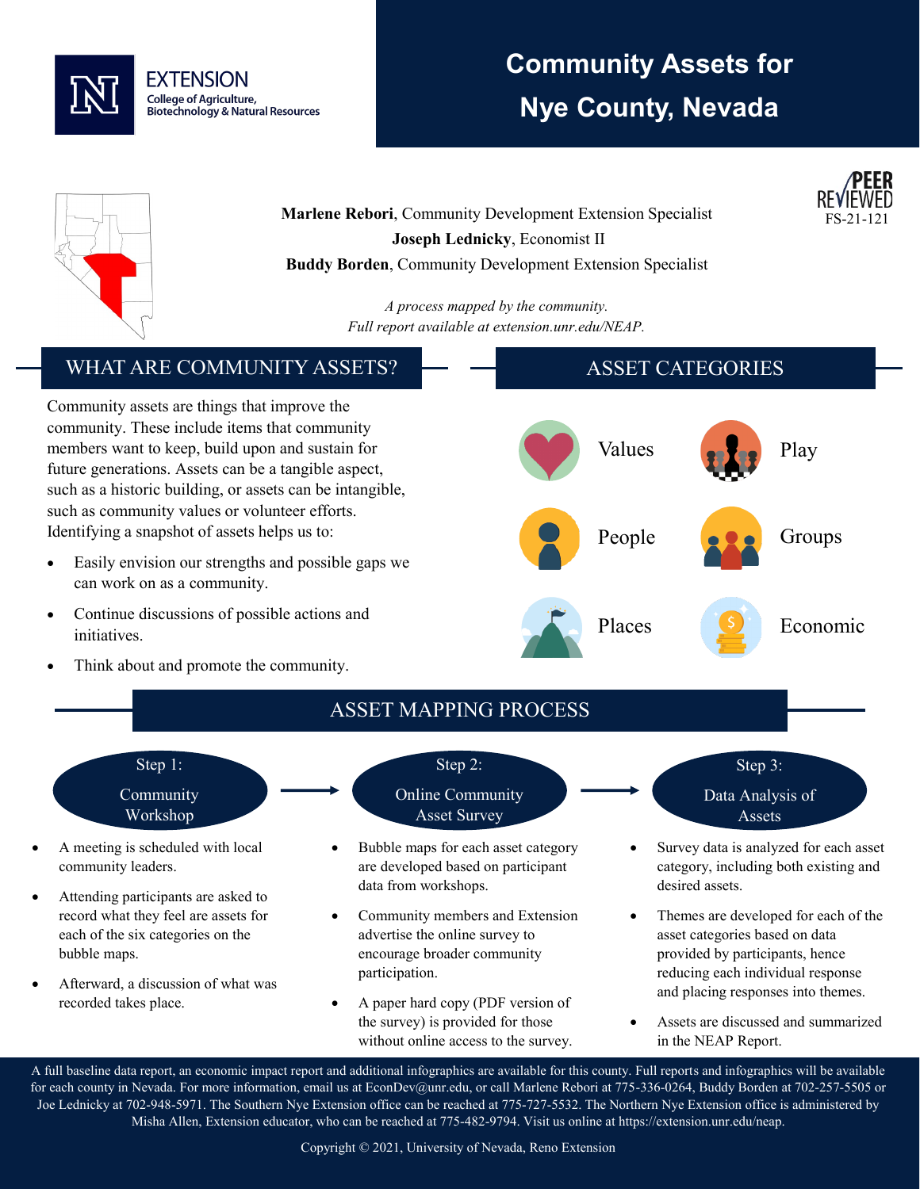EXTENSION
College of Agriculture, Biotechnology & Natural Resources

# Community Assets for Nye County, Nevada

PEER REVIEWED
FS-21-121

**Marlene Rebori**, Community Development Extension Specialist
**Joseph Lednicky**, Economist II
**Buddy Borden**, Community Development Extension Specialist

*A process mapped by the community.*
*Full report available at extension.unr.edu/NEAP.*

## WHAT ARE COMMUNITY ASSETS?

Community assets are things that improve the community. These include items that community members want to keep, build upon and sustain for future generations. Assets can be a tangible aspect, such as a historic building, or assets can be intangible, such as community values or volunteer efforts. Identifying a snapshot of assets helps us to:

- Easily envision our strengths and possible gaps we can work on as a community.
- Continue discussions of possible actions and initiatives.
- Think about and promote the community.

## ASSET CATEGORIES

- Values
- Play
- People
- Groups
- Places
- Economic

## ASSET MAPPING PROCESS

### Step 1: Community Workshop

- A meeting is scheduled with local community leaders.
- Attending participants are asked to record what they feel are assets for each of the six categories on the bubble maps.
- Afterward, a discussion of what was recorded takes place.

### Step 2: Online Community Asset Survey

- Bubble maps for each asset category are developed based on participant data from workshops.
- Community members and Extension advertise the online survey to encourage broader community participation.
- A paper hard copy (PDF version of the survey) is provided for those without online access to the survey.

### Step 3: Data Analysis of Assets

- Survey data is analyzed for each asset category, including both existing and desired assets.
- Themes are developed for each of the asset categories based on data provided by participants, hence reducing each individual response and placing responses into themes.
- Assets are discussed and summarized in the NEAP Report.

A full baseline data report, an economic impact report and additional infographics are available for this county. Full reports and infographics will be available for each county in Nevada. For more information, email us at EconDev@unr.edu, or call Marlene Rebori at 775-336-0264, Buddy Borden at 702-257-5505 or Joe Lednicky at 702-948-5971. The Southern Nye Extension office can be reached at 775-727-5532. The Northern Nye Extension office is administered by Misha Allen, Extension educator, who can be reached at 775-482-9794. Visit us online at https://extension.unr.edu/neap.

Copyright © 2021, University of Nevada, Reno Extension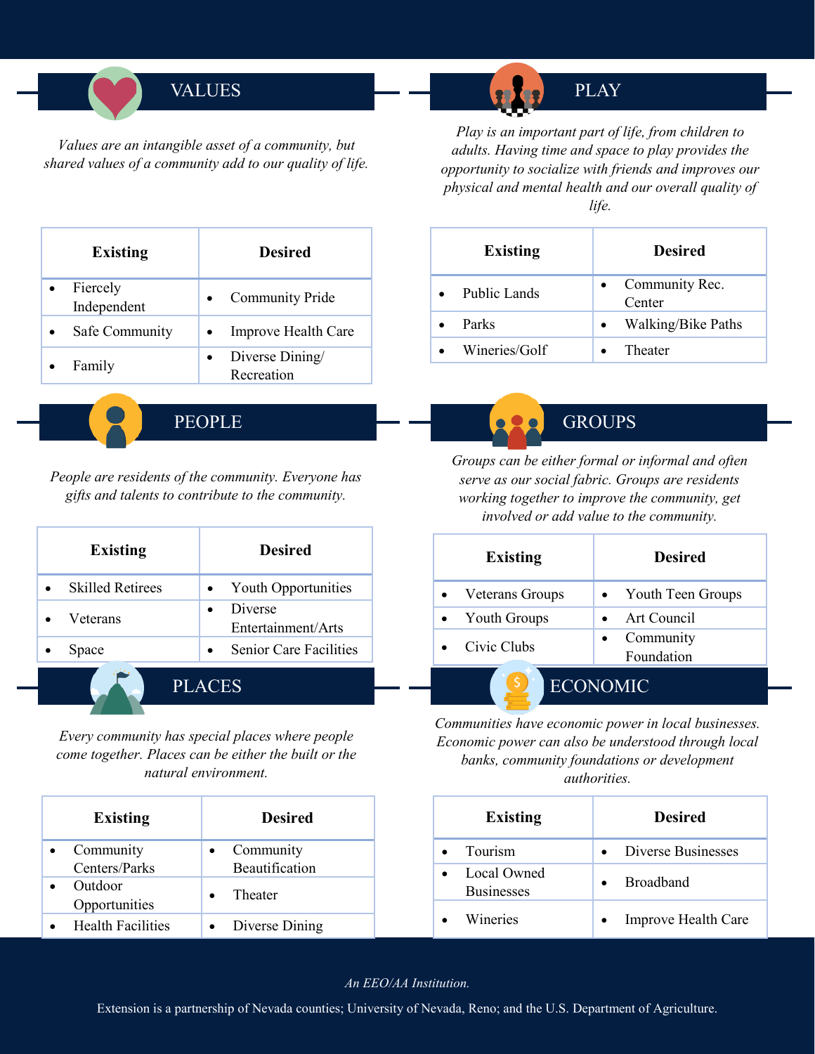## VALUES

*Values are an intangible asset of a community, but shared values of a community add to our quality of life.*

| Existing | Desired |
| --- | --- |
| • Fiercely Independent | • Community Pride |
| • Safe Community | • Improve Health Care |
| • Family | • Diverse Dining/ Recreation |

## PLAY

*Play is an important part of life, from children to adults. Having time and space to play provides the opportunity to socialize with friends and improves our physical and mental health and our overall quality of life.*

| Existing | Desired |
| --- | --- |
| • Public Lands | • Community Rec. Center |
| • Parks | • Walking/Bike Paths |
| • Wineries/Golf | • Theater |

## PEOPLE

*People are residents of the community. Everyone has gifts and talents to contribute to the community.*

| Existing | Desired |
| --- | --- |
| • Skilled Retirees | • Youth Opportunities |
| • Veterans | • Diverse Entertainment/Arts |
| • Space | • Senior Care Facilities |

## GROUPS

*Groups can be either formal or informal and often serve as our social fabric. Groups are residents working together to improve the community, get involved or add value to the community.*

| Existing | Desired |
| --- | --- |
| • Veterans Groups | • Youth Teen Groups |
| • Youth Groups | • Art Council |
| • Civic Clubs | • Community Foundation |

## PLACES

*Every community has special places where people come together. Places can be either the built or the natural environment.*

| Existing | Desired |
| --- | --- |
| • Community Centers/Parks | • Community Beautification |
| • Outdoor Opportunities | • Theater |
| • Health Facilities | • Diverse Dining |

## ECONOMIC

*Communities have economic power in local businesses. Economic power can also be understood through local banks, community foundations or development authorities.*

| Existing | Desired |
| --- | --- |
| • Tourism | • Diverse Businesses |
| • Local Owned Businesses | • Broadband |
| • Wineries | • Improve Health Care |

*An EEO/AA Institution.*

Extension is a partnership of Nevada counties; University of Nevada, Reno; and the U.S. Department of Agriculture.